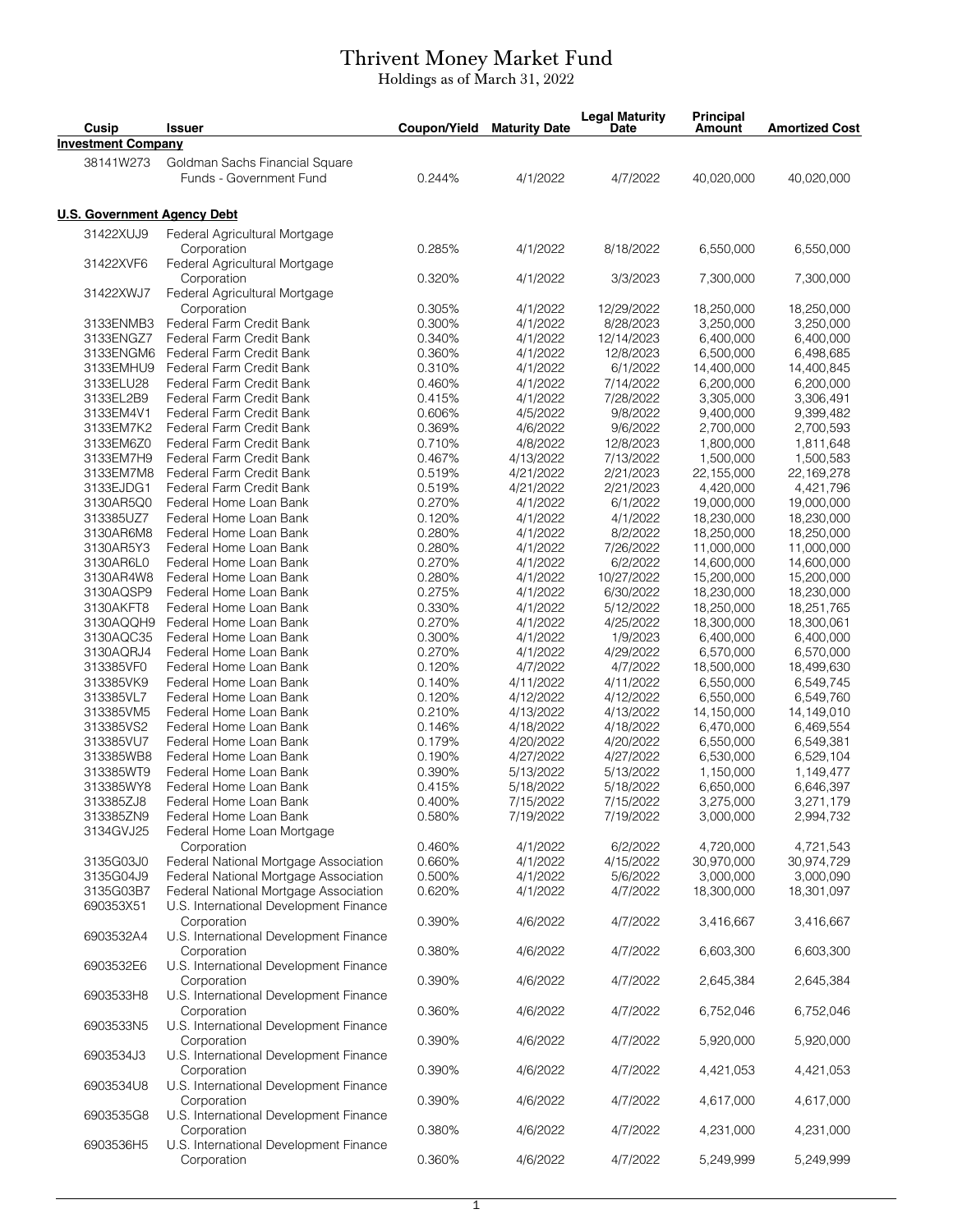# Thrivent Money Market Fund

Holdings as of March 31, 2022

| Cusip | Issuer | Coupon/Yield | Maturity Date | Legal Maturity Date | Principal Amount | Amortized Cost |
|---|---|---|---|---|---|---|
| **Investment Company** | | | | | | |
| 38141W273 | Goldman Sachs Financial Square Funds - Government Fund | 0.244% | 4/1/2022 | 4/7/2022 | 40,020,000 | 40,020,000 |
| **U.S. Government Agency Debt** | | | | | | |
| 31422XUJ9 | Federal Agricultural Mortgage Corporation | 0.285% | 4/1/2022 | 8/18/2022 | 6,550,000 | 6,550,000 |
| 31422XVF6 | Federal Agricultural Mortgage Corporation | 0.320% | 4/1/2022 | 3/3/2023 | 7,300,000 | 7,300,000 |
| 31422XWJ7 | Federal Agricultural Mortgage Corporation | 0.305% | 4/1/2022 | 12/29/2022 | 18,250,000 | 18,250,000 |
| 3133ENMB3 | Federal Farm Credit Bank | 0.300% | 4/1/2022 | 8/28/2023 | 3,250,000 | 3,250,000 |
| 3133ENGZ7 | Federal Farm Credit Bank | 0.340% | 4/1/2022 | 12/14/2023 | 6,400,000 | 6,400,000 |
| 3133ENGM6 | Federal Farm Credit Bank | 0.360% | 4/1/2022 | 12/8/2023 | 6,500,000 | 6,498,685 |
| 3133EMHU9 | Federal Farm Credit Bank | 0.310% | 4/1/2022 | 6/1/2022 | 14,400,000 | 14,400,845 |
| 3133ELU28 | Federal Farm Credit Bank | 0.460% | 4/1/2022 | 7/14/2022 | 6,200,000 | 6,200,000 |
| 3133EL2B9 | Federal Farm Credit Bank | 0.415% | 4/1/2022 | 7/28/2022 | 3,305,000 | 3,306,491 |
| 3133EM4V1 | Federal Farm Credit Bank | 0.606% | 4/5/2022 | 9/8/2022 | 9,400,000 | 9,399,482 |
| 3133EM7K2 | Federal Farm Credit Bank | 0.369% | 4/6/2022 | 9/6/2022 | 2,700,000 | 2,700,593 |
| 3133EM6Z0 | Federal Farm Credit Bank | 0.710% | 4/8/2022 | 12/8/2023 | 1,800,000 | 1,811,648 |
| 3133EM7H9 | Federal Farm Credit Bank | 0.467% | 4/13/2022 | 7/13/2022 | 1,500,000 | 1,500,583 |
| 3133EM7M8 | Federal Farm Credit Bank | 0.519% | 4/21/2022 | 2/21/2023 | 22,155,000 | 22,169,278 |
| 3133EJDG1 | Federal Farm Credit Bank | 0.519% | 4/21/2022 | 2/21/2023 | 4,420,000 | 4,421,796 |
| 3130AR5Q0 | Federal Home Loan Bank | 0.270% | 4/1/2022 | 6/1/2022 | 19,000,000 | 19,000,000 |
| 313385UZ7 | Federal Home Loan Bank | 0.120% | 4/1/2022 | 4/1/2022 | 18,230,000 | 18,230,000 |
| 3130AR6M8 | Federal Home Loan Bank | 0.280% | 4/1/2022 | 8/2/2022 | 18,250,000 | 18,250,000 |
| 3130AR5Y3 | Federal Home Loan Bank | 0.280% | 4/1/2022 | 7/26/2022 | 11,000,000 | 11,000,000 |
| 3130AR6L0 | Federal Home Loan Bank | 0.270% | 4/1/2022 | 6/2/2022 | 14,600,000 | 14,600,000 |
| 3130AR4W8 | Federal Home Loan Bank | 0.280% | 4/1/2022 | 10/27/2022 | 15,200,000 | 15,200,000 |
| 3130AQSP9 | Federal Home Loan Bank | 0.275% | 4/1/2022 | 6/30/2022 | 18,230,000 | 18,230,000 |
| 3130AKFT8 | Federal Home Loan Bank | 0.330% | 4/1/2022 | 5/12/2022 | 18,250,000 | 18,251,765 |
| 3130AQQH9 | Federal Home Loan Bank | 0.270% | 4/1/2022 | 4/25/2022 | 18,300,000 | 18,300,061 |
| 3130AQC35 | Federal Home Loan Bank | 0.300% | 4/1/2022 | 1/9/2023 | 6,400,000 | 6,400,000 |
| 3130AQRJ4 | Federal Home Loan Bank | 0.270% | 4/1/2022 | 4/29/2022 | 6,570,000 | 6,570,000 |
| 313385VF0 | Federal Home Loan Bank | 0.120% | 4/7/2022 | 4/7/2022 | 18,500,000 | 18,499,630 |
| 313385VK9 | Federal Home Loan Bank | 0.140% | 4/11/2022 | 4/11/2022 | 6,550,000 | 6,549,745 |
| 313385VL7 | Federal Home Loan Bank | 0.120% | 4/12/2022 | 4/12/2022 | 6,550,000 | 6,549,760 |
| 313385VM5 | Federal Home Loan Bank | 0.210% | 4/13/2022 | 4/13/2022 | 14,150,000 | 14,149,010 |
| 313385VS2 | Federal Home Loan Bank | 0.146% | 4/18/2022 | 4/18/2022 | 6,470,000 | 6,469,554 |
| 313385VU7 | Federal Home Loan Bank | 0.179% | 4/20/2022 | 4/20/2022 | 6,550,000 | 6,549,381 |
| 313385WB8 | Federal Home Loan Bank | 0.190% | 4/27/2022 | 4/27/2022 | 6,530,000 | 6,529,104 |
| 313385WT9 | Federal Home Loan Bank | 0.390% | 5/13/2022 | 5/13/2022 | 1,150,000 | 1,149,477 |
| 313385WY8 | Federal Home Loan Bank | 0.415% | 5/18/2022 | 5/18/2022 | 6,650,000 | 6,646,397 |
| 313385ZJ8 | Federal Home Loan Bank | 0.400% | 7/15/2022 | 7/15/2022 | 3,275,000 | 3,271,179 |
| 313385ZN9 | Federal Home Loan Bank | 0.580% | 7/19/2022 | 7/19/2022 | 3,000,000 | 2,994,732 |
| 3134GVJ25 | Federal Home Loan Mortgage Corporation | 0.460% | 4/1/2022 | 6/2/2022 | 4,720,000 | 4,721,543 |
| 3135G03J0 | Federal National Mortgage Association | 0.660% | 4/1/2022 | 4/15/2022 | 30,970,000 | 30,974,729 |
| 3135G04J9 | Federal National Mortgage Association | 0.500% | 4/1/2022 | 5/6/2022 | 3,000,000 | 3,000,090 |
| 3135G03B7 | Federal National Mortgage Association | 0.620% | 4/1/2022 | 4/7/2022 | 18,300,000 | 18,301,097 |
| 690353X51 | U.S. International Development Finance Corporation | 0.390% | 4/6/2022 | 4/7/2022 | 3,416,667 | 3,416,667 |
| 6903532A4 | U.S. International Development Finance Corporation | 0.380% | 4/6/2022 | 4/7/2022 | 6,603,300 | 6,603,300 |
| 6903532E6 | U.S. International Development Finance Corporation | 0.390% | 4/6/2022 | 4/7/2022 | 2,645,384 | 2,645,384 |
| 6903533H8 | U.S. International Development Finance Corporation | 0.360% | 4/6/2022 | 4/7/2022 | 6,752,046 | 6,752,046 |
| 6903533N5 | U.S. International Development Finance Corporation | 0.390% | 4/6/2022 | 4/7/2022 | 5,920,000 | 5,920,000 |
| 6903534J3 | U.S. International Development Finance Corporation | 0.390% | 4/6/2022 | 4/7/2022 | 4,421,053 | 4,421,053 |
| 6903534U8 | U.S. International Development Finance Corporation | 0.390% | 4/6/2022 | 4/7/2022 | 4,617,000 | 4,617,000 |
| 6903535G8 | U.S. International Development Finance Corporation | 0.380% | 4/6/2022 | 4/7/2022 | 4,231,000 | 4,231,000 |
| 6903536H5 | U.S. International Development Finance Corporation | 0.360% | 4/6/2022 | 4/7/2022 | 5,249,999 | 5,249,999 |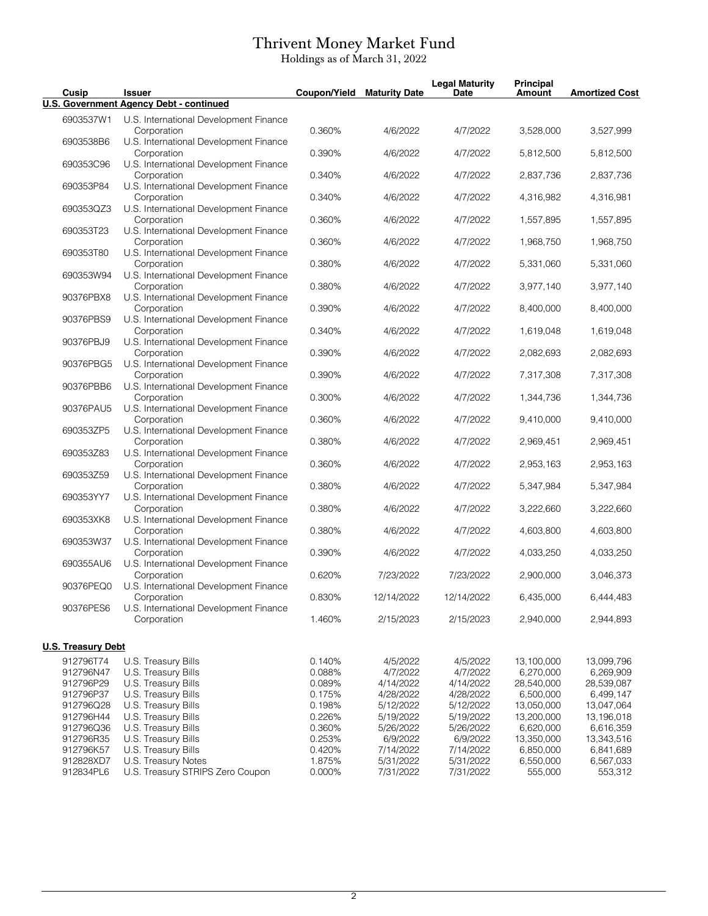# Thrivent Money Market Fund

Holdings as of March 31, 2022

| Cusip | Issuer | Coupon/Yield | Maturity Date | Legal Maturity Date | Principal Amount | Amortized Cost |
|---|---|---|---|---|---|---|
| **U.S. Government Agency Debt - continued** | | | | | | |
| 6903537W1 | U.S. International Development Finance Corporation | 0.360% | 4/6/2022 | 4/7/2022 | 3,528,000 | 3,527,999 |
| 6903538B6 | U.S. International Development Finance Corporation | 0.390% | 4/6/2022 | 4/7/2022 | 5,812,500 | 5,812,500 |
| 690353C96 | U.S. International Development Finance Corporation | 0.340% | 4/6/2022 | 4/7/2022 | 2,837,736 | 2,837,736 |
| 690353P84 | U.S. International Development Finance Corporation | 0.340% | 4/6/2022 | 4/7/2022 | 4,316,982 | 4,316,981 |
| 690353QZ3 | U.S. International Development Finance Corporation | 0.360% | 4/6/2022 | 4/7/2022 | 1,557,895 | 1,557,895 |
| 690353T23 | U.S. International Development Finance Corporation | 0.360% | 4/6/2022 | 4/7/2022 | 1,968,750 | 1,968,750 |
| 690353T80 | U.S. International Development Finance Corporation | 0.380% | 4/6/2022 | 4/7/2022 | 5,331,060 | 5,331,060 |
| 690353W94 | U.S. International Development Finance Corporation | 0.380% | 4/6/2022 | 4/7/2022 | 3,977,140 | 3,977,140 |
| 90376PBX8 | U.S. International Development Finance Corporation | 0.390% | 4/6/2022 | 4/7/2022 | 8,400,000 | 8,400,000 |
| 90376PBS9 | U.S. International Development Finance Corporation | 0.340% | 4/6/2022 | 4/7/2022 | 1,619,048 | 1,619,048 |
| 90376PBJ9 | U.S. International Development Finance Corporation | 0.390% | 4/6/2022 | 4/7/2022 | 2,082,693 | 2,082,693 |
| 90376PBG5 | U.S. International Development Finance Corporation | 0.390% | 4/6/2022 | 4/7/2022 | 7,317,308 | 7,317,308 |
| 90376PBB6 | U.S. International Development Finance Corporation | 0.300% | 4/6/2022 | 4/7/2022 | 1,344,736 | 1,344,736 |
| 90376PAU5 | U.S. International Development Finance Corporation | 0.360% | 4/6/2022 | 4/7/2022 | 9,410,000 | 9,410,000 |
| 690353ZP5 | U.S. International Development Finance Corporation | 0.380% | 4/6/2022 | 4/7/2022 | 2,969,451 | 2,969,451 |
| 690353Z83 | U.S. International Development Finance Corporation | 0.360% | 4/6/2022 | 4/7/2022 | 2,953,163 | 2,953,163 |
| 690353Z59 | U.S. International Development Finance Corporation | 0.380% | 4/6/2022 | 4/7/2022 | 5,347,984 | 5,347,984 |
| 690353YY7 | U.S. International Development Finance Corporation | 0.380% | 4/6/2022 | 4/7/2022 | 3,222,660 | 3,222,660 |
| 690353XK8 | U.S. International Development Finance Corporation | 0.380% | 4/6/2022 | 4/7/2022 | 4,603,800 | 4,603,800 |
| 690353W37 | U.S. International Development Finance Corporation | 0.390% | 4/6/2022 | 4/7/2022 | 4,033,250 | 4,033,250 |
| 690355AU6 | U.S. International Development Finance Corporation | 0.620% | 7/23/2022 | 7/23/2022 | 2,900,000 | 3,046,373 |
| 90376PEQ0 | U.S. International Development Finance Corporation | 0.830% | 12/14/2022 | 12/14/2022 | 6,435,000 | 6,444,483 |
| 90376PES6 | U.S. International Development Finance Corporation | 1.460% | 2/15/2023 | 2/15/2023 | 2,940,000 | 2,944,893 |
| **U.S. Treasury Debt** | | | | | | |
| 912796T74 | U.S. Treasury Bills | 0.140% | 4/5/2022 | 4/5/2022 | 13,100,000 | 13,099,796 |
| 912796N47 | U.S. Treasury Bills | 0.088% | 4/7/2022 | 4/7/2022 | 6,270,000 | 6,269,909 |
| 912796P29 | U.S. Treasury Bills | 0.089% | 4/14/2022 | 4/14/2022 | 28,540,000 | 28,539,087 |
| 912796P37 | U.S. Treasury Bills | 0.175% | 4/28/2022 | 4/28/2022 | 6,500,000 | 6,499,147 |
| 912796Q28 | U.S. Treasury Bills | 0.198% | 5/12/2022 | 5/12/2022 | 13,050,000 | 13,047,064 |
| 912796H44 | U.S. Treasury Bills | 0.226% | 5/19/2022 | 5/19/2022 | 13,200,000 | 13,196,018 |
| 912796Q36 | U.S. Treasury Bills | 0.360% | 5/26/2022 | 5/26/2022 | 6,620,000 | 6,616,359 |
| 912796R35 | U.S. Treasury Bills | 0.253% | 6/9/2022 | 6/9/2022 | 13,350,000 | 13,343,516 |
| 912796K57 | U.S. Treasury Bills | 0.420% | 7/14/2022 | 7/14/2022 | 6,850,000 | 6,841,689 |
| 912828XD7 | U.S. Treasury Notes | 1.875% | 5/31/2022 | 5/31/2022 | 6,550,000 | 6,567,033 |
| 912834PL6 | U.S. Treasury STRIPS Zero Coupon | 0.000% | 7/31/2022 | 7/31/2022 | 555,000 | 553,312 |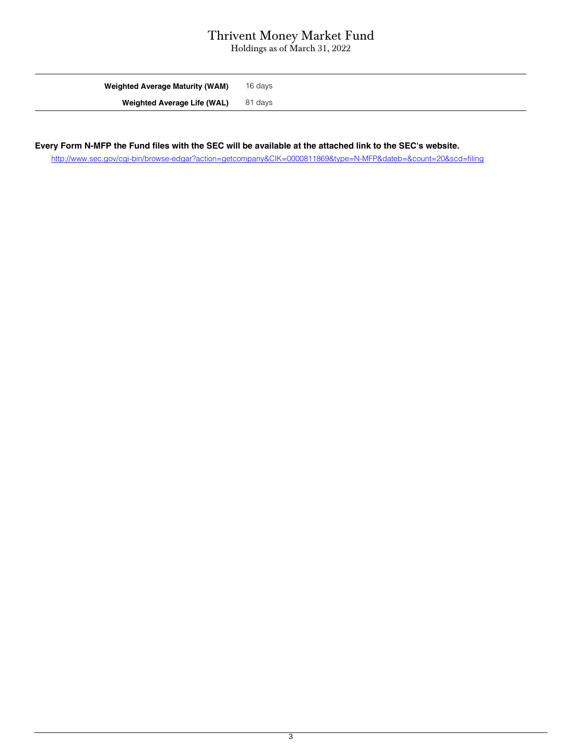# Thrivent Money Market Fund

Holdings as of March 31, 2022

| | |
|---|---|
| **Weighted Average Maturity (WAM)** | 16 days |
| **Weighted Average Life (WAL)** | 81 days |

**Every Form N-MFP the Fund files with the SEC will be available at the attached link to the SEC's website.**

http://www.sec.gov/cgi-bin/browse-edgar?action=getcompany&CIK=0000811869&type=N-MFP&dateb=&count=20&scd=filing